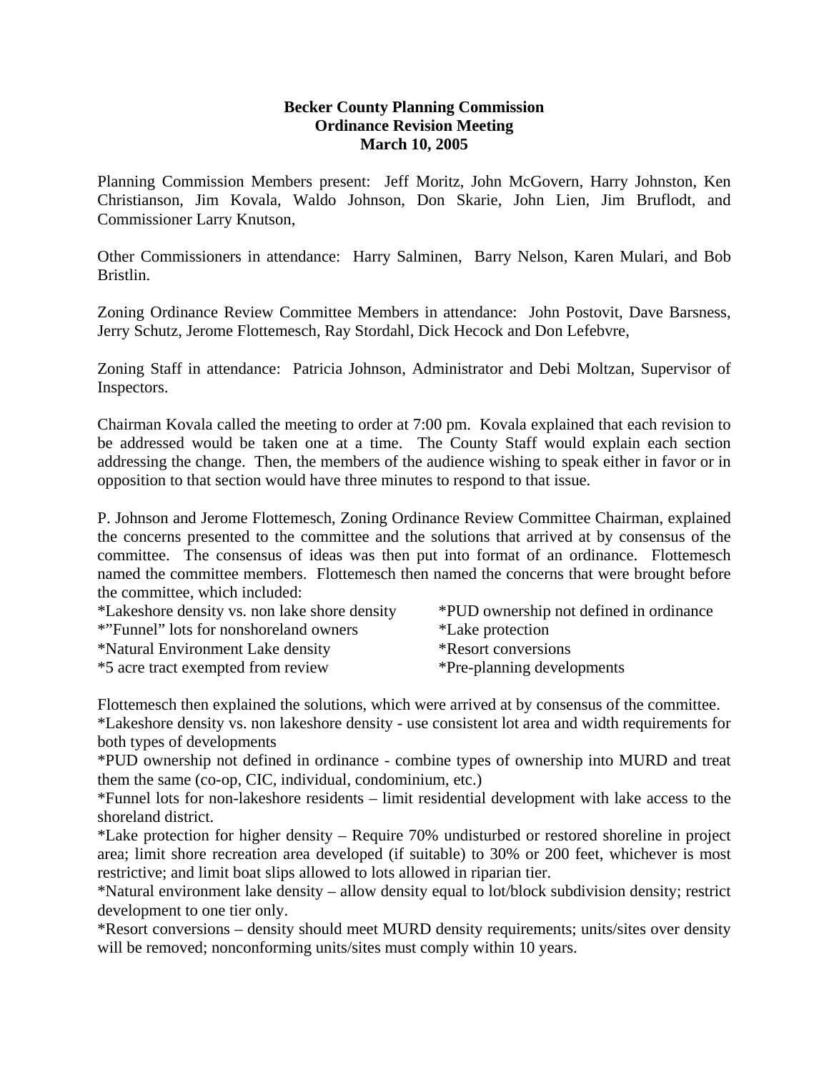**Becker County Planning Commission**
**Ordinance Revision Meeting**
**March 10, 2005**

Planning Commission Members present: Jeff Moritz, John McGovern, Harry Johnston, Ken Christianson, Jim Kovala, Waldo Johnson, Don Skarie, John Lien, Jim Bruflodt, and Commissioner Larry Knutson,

Other Commissioners in attendance: Harry Salminen, Barry Nelson, Karen Mulari, and Bob Bristlin.

Zoning Ordinance Review Committee Members in attendance: John Postovit, Dave Barsness, Jerry Schutz, Jerome Flottemesch, Ray Stordahl, Dick Hecock and Don Lefebvre,

Zoning Staff in attendance: Patricia Johnson, Administrator and Debi Moltzan, Supervisor of Inspectors.

Chairman Kovala called the meeting to order at 7:00 pm. Kovala explained that each revision to be addressed would be taken one at a time. The County Staff would explain each section addressing the change. Then, the members of the audience wishing to speak either in favor or in opposition to that section would have three minutes to respond to that issue.

P. Johnson and Jerome Flottemesch, Zoning Ordinance Review Committee Chairman, explained the concerns presented to the committee and the solutions that arrived at by consensus of the committee. The consensus of ideas was then put into format of an ordinance. Flottemesch named the committee members. Flottemesch then named the concerns that were brought before the committee, which included:

*Lakeshore density vs. non lake shore density
*"Funnel" lots for nonshoreland owners
*Natural Environment Lake density
*5 acre tract exempted from review
*PUD ownership not defined in ordinance
*Lake protection
*Resort conversions
*Pre-planning developments

Flottemesch then explained the solutions, which were arrived at by consensus of the committee.

*Lakeshore density vs. non lakeshore density - use consistent lot area and width requirements for both types of developments

*PUD ownership not defined in ordinance - combine types of ownership into MURD and treat them the same (co-op, CIC, individual, condominium, etc.)

*Funnel lots for non-lakeshore residents – limit residential development with lake access to the shoreland district.

*Lake protection for higher density – Require 70% undisturbed or restored shoreline in project area; limit shore recreation area developed (if suitable) to 30% or 200 feet, whichever is most restrictive; and limit boat slips allowed to lots allowed in riparian tier.

*Natural environment lake density – allow density equal to lot/block subdivision density; restrict development to one tier only.

*Resort conversions – density should meet MURD density requirements; units/sites over density will be removed; nonconforming units/sites must comply within 10 years.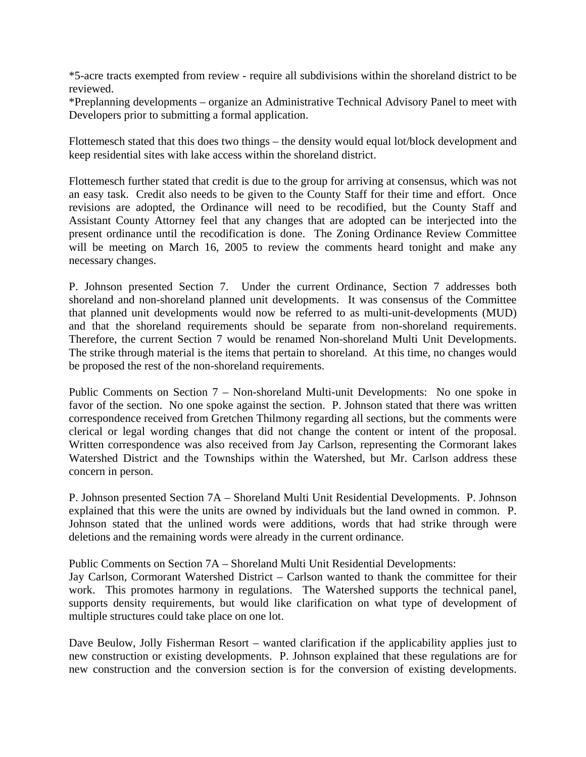*5-acre tracts exempted from review - require all subdivisions within the shoreland district to be reviewed.
*Preplanning developments – organize an Administrative Technical Advisory Panel to meet with Developers prior to submitting a formal application.

Flottemesch stated that this does two things – the density would equal lot/block development and keep residential sites with lake access within the shoreland district.

Flottemesch further stated that credit is due to the group for arriving at consensus, which was not an easy task. Credit also needs to be given to the County Staff for their time and effort. Once revisions are adopted, the Ordinance will need to be recodified, but the County Staff and Assistant County Attorney feel that any changes that are adopted can be interjected into the present ordinance until the recodification is done. The Zoning Ordinance Review Committee will be meeting on March 16, 2005 to review the comments heard tonight and make any necessary changes.

P. Johnson presented Section 7. Under the current Ordinance, Section 7 addresses both shoreland and non-shoreland planned unit developments. It was consensus of the Committee that planned unit developments would now be referred to as multi-unit-developments (MUD) and that the shoreland requirements should be separate from non-shoreland requirements. Therefore, the current Section 7 would be renamed Non-shoreland Multi Unit Developments. The strike through material is the items that pertain to shoreland. At this time, no changes would be proposed the rest of the non-shoreland requirements.

Public Comments on Section 7 – Non-shoreland Multi-unit Developments: No one spoke in favor of the section. No one spoke against the section. P. Johnson stated that there was written correspondence received from Gretchen Thilmony regarding all sections, but the comments were clerical or legal wording changes that did not change the content or intent of the proposal. Written correspondence was also received from Jay Carlson, representing the Cormorant lakes Watershed District and the Townships within the Watershed, but Mr. Carlson address these concern in person.

P. Johnson presented Section 7A – Shoreland Multi Unit Residential Developments. P. Johnson explained that this were the units are owned by individuals but the land owned in common. P. Johnson stated that the unlined words were additions, words that had strike through were deletions and the remaining words were already in the current ordinance.

Public Comments on Section 7A – Shoreland Multi Unit Residential Developments:
Jay Carlson, Cormorant Watershed District – Carlson wanted to thank the committee for their work. This promotes harmony in regulations. The Watershed supports the technical panel, supports density requirements, but would like clarification on what type of development of multiple structures could take place on one lot.

Dave Beulow, Jolly Fisherman Resort – wanted clarification if the applicability applies just to new construction or existing developments. P. Johnson explained that these regulations are for new construction and the conversion section is for the conversion of existing developments.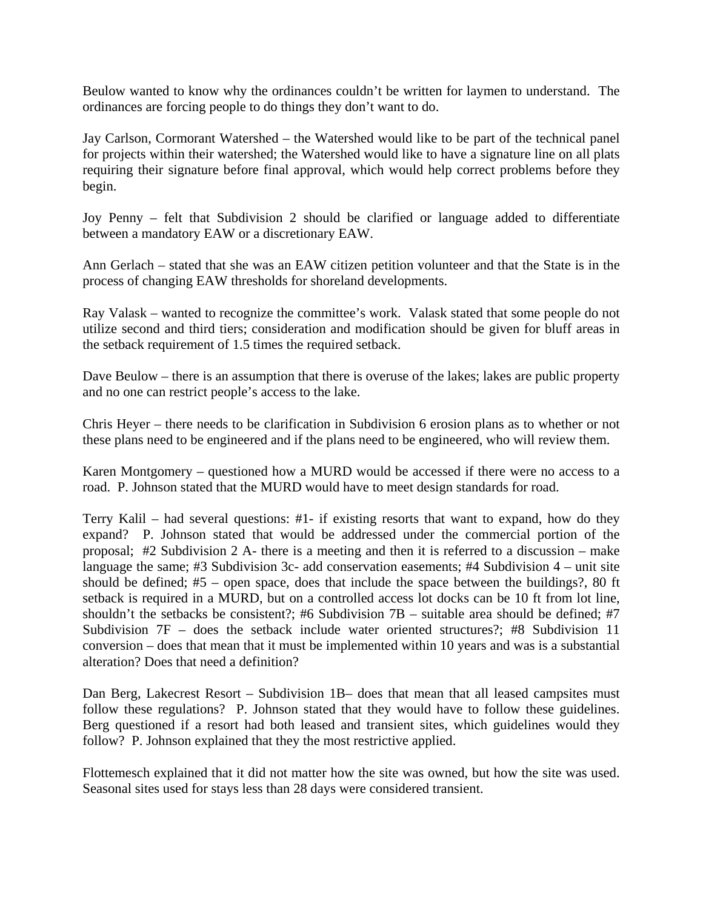Beulow wanted to know why the ordinances couldn't be written for laymen to understand. The ordinances are forcing people to do things they don't want to do.

Jay Carlson, Cormorant Watershed – the Watershed would like to be part of the technical panel for projects within their watershed; the Watershed would like to have a signature line on all plats requiring their signature before final approval, which would help correct problems before they begin.

Joy Penny – felt that Subdivision 2 should be clarified or language added to differentiate between a mandatory EAW or a discretionary EAW.

Ann Gerlach – stated that she was an EAW citizen petition volunteer and that the State is in the process of changing EAW thresholds for shoreland developments.

Ray Valask – wanted to recognize the committee's work. Valask stated that some people do not utilize second and third tiers; consideration and modification should be given for bluff areas in the setback requirement of 1.5 times the required setback.

Dave Beulow – there is an assumption that there is overuse of the lakes; lakes are public property and no one can restrict people's access to the lake.

Chris Heyer – there needs to be clarification in Subdivision 6 erosion plans as to whether or not these plans need to be engineered and if the plans need to be engineered, who will review them.

Karen Montgomery – questioned how a MURD would be accessed if there were no access to a road. P. Johnson stated that the MURD would have to meet design standards for road.

Terry Kalil – had several questions: #1- if existing resorts that want to expand, how do they expand? P. Johnson stated that would be addressed under the commercial portion of the proposal; #2 Subdivision 2 A- there is a meeting and then it is referred to a discussion – make language the same; #3 Subdivision 3c- add conservation easements; #4 Subdivision 4 – unit site should be defined; #5 – open space, does that include the space between the buildings?, 80 ft setback is required in a MURD, but on a controlled access lot docks can be 10 ft from lot line, shouldn't the setbacks be consistent?; #6 Subdivision 7B – suitable area should be defined; #7 Subdivision 7F – does the setback include water oriented structures?; #8 Subdivision 11 conversion – does that mean that it must be implemented within 10 years and was is a substantial alteration? Does that need a definition?

Dan Berg, Lakecrest Resort – Subdivision 1B– does that mean that all leased campsites must follow these regulations? P. Johnson stated that they would have to follow these guidelines. Berg questioned if a resort had both leased and transient sites, which guidelines would they follow? P. Johnson explained that they the most restrictive applied.

Flottemesch explained that it did not matter how the site was owned, but how the site was used. Seasonal sites used for stays less than 28 days were considered transient.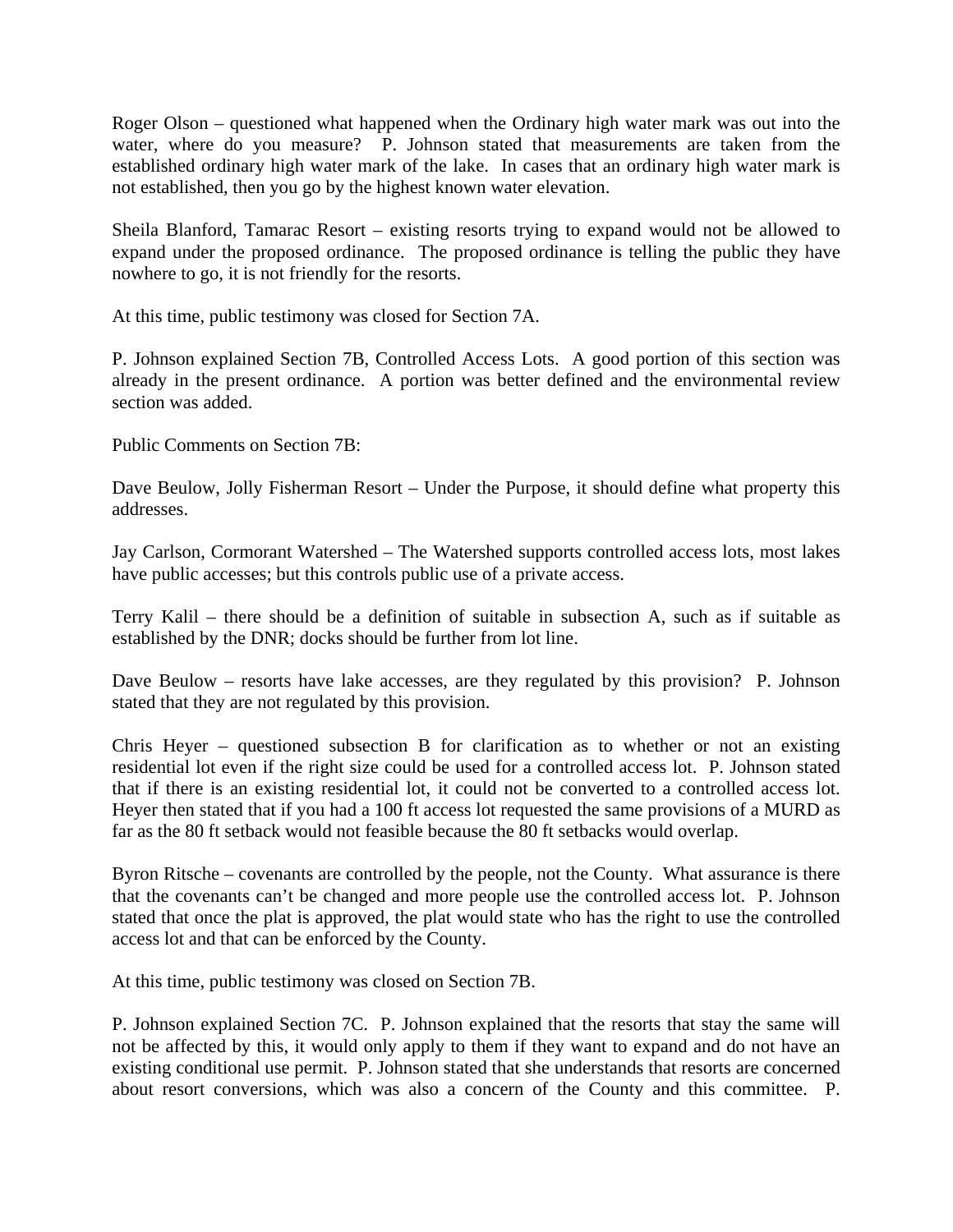Roger Olson – questioned what happened when the Ordinary high water mark was out into the water, where do you measure? P. Johnson stated that measurements are taken from the established ordinary high water mark of the lake. In cases that an ordinary high water mark is not established, then you go by the highest known water elevation.

Sheila Blanford, Tamarac Resort – existing resorts trying to expand would not be allowed to expand under the proposed ordinance. The proposed ordinance is telling the public they have nowhere to go, it is not friendly for the resorts.

At this time, public testimony was closed for Section 7A.

P. Johnson explained Section 7B, Controlled Access Lots. A good portion of this section was already in the present ordinance. A portion was better defined and the environmental review section was added.

Public Comments on Section 7B:

Dave Beulow, Jolly Fisherman Resort – Under the Purpose, it should define what property this addresses.

Jay Carlson, Cormorant Watershed – The Watershed supports controlled access lots, most lakes have public accesses; but this controls public use of a private access.

Terry Kalil – there should be a definition of suitable in subsection A, such as if suitable as established by the DNR; docks should be further from lot line.

Dave Beulow – resorts have lake accesses, are they regulated by this provision? P. Johnson stated that they are not regulated by this provision.

Chris Heyer – questioned subsection B for clarification as to whether or not an existing residential lot even if the right size could be used for a controlled access lot. P. Johnson stated that if there is an existing residential lot, it could not be converted to a controlled access lot. Heyer then stated that if you had a 100 ft access lot requested the same provisions of a MURD as far as the 80 ft setback would not feasible because the 80 ft setbacks would overlap.

Byron Ritsche – covenants are controlled by the people, not the County. What assurance is there that the covenants can't be changed and more people use the controlled access lot. P. Johnson stated that once the plat is approved, the plat would state who has the right to use the controlled access lot and that can be enforced by the County.

At this time, public testimony was closed on Section 7B.

P. Johnson explained Section 7C. P. Johnson explained that the resorts that stay the same will not be affected by this, it would only apply to them if they want to expand and do not have an existing conditional use permit. P. Johnson stated that she understands that resorts are concerned about resort conversions, which was also a concern of the County and this committee. P.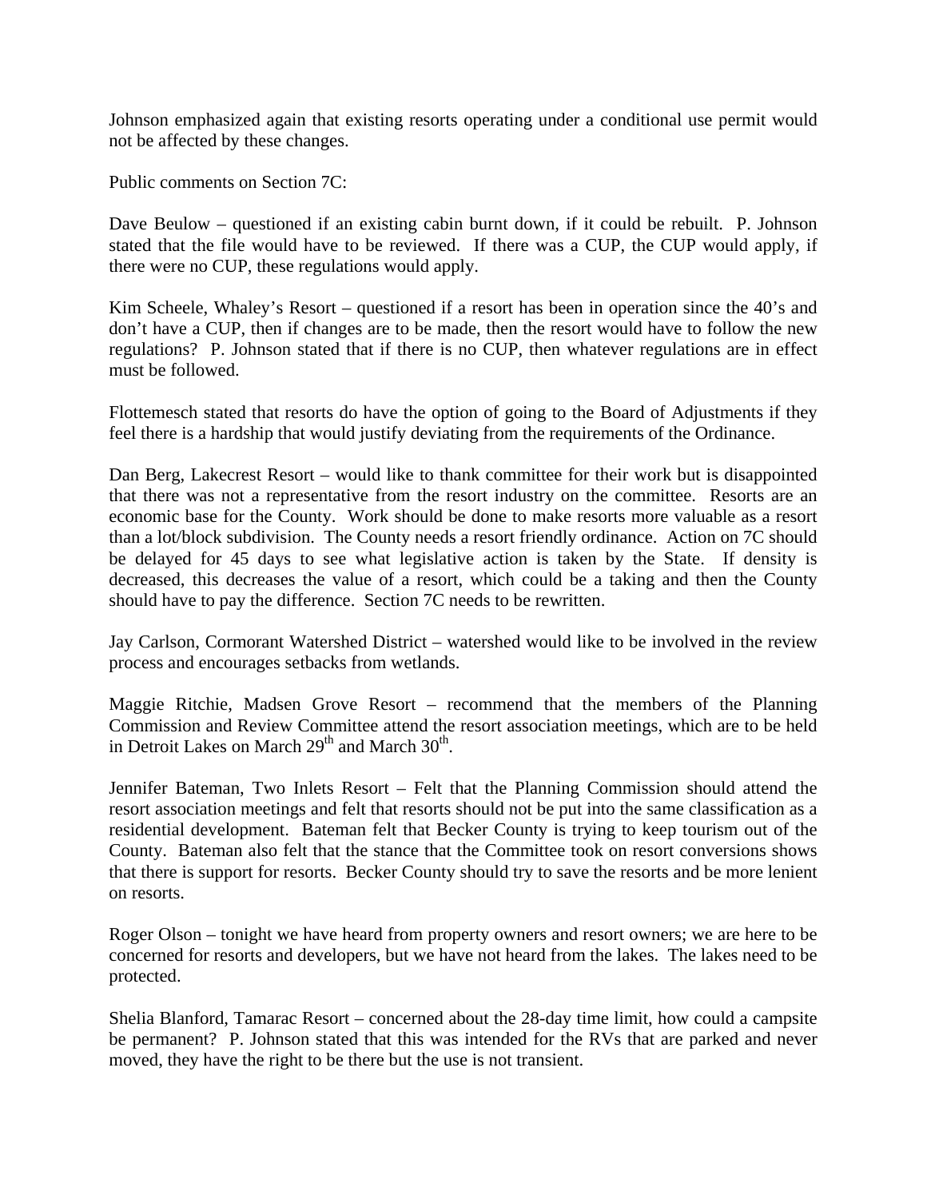Johnson emphasized again that existing resorts operating under a conditional use permit would not be affected by these changes.

Public comments on Section 7C:

Dave Beulow – questioned if an existing cabin burnt down, if it could be rebuilt. P. Johnson stated that the file would have to be reviewed. If there was a CUP, the CUP would apply, if there were no CUP, these regulations would apply.

Kim Scheele, Whaley's Resort – questioned if a resort has been in operation since the 40's and don't have a CUP, then if changes are to be made, then the resort would have to follow the new regulations? P. Johnson stated that if there is no CUP, then whatever regulations are in effect must be followed.

Flottemesch stated that resorts do have the option of going to the Board of Adjustments if they feel there is a hardship that would justify deviating from the requirements of the Ordinance.

Dan Berg, Lakecrest Resort – would like to thank committee for their work but is disappointed that there was not a representative from the resort industry on the committee. Resorts are an economic base for the County. Work should be done to make resorts more valuable as a resort than a lot/block subdivision. The County needs a resort friendly ordinance. Action on 7C should be delayed for 45 days to see what legislative action is taken by the State. If density is decreased, this decreases the value of a resort, which could be a taking and then the County should have to pay the difference. Section 7C needs to be rewritten.

Jay Carlson, Cormorant Watershed District – watershed would like to be involved in the review process and encourages setbacks from wetlands.

Maggie Ritchie, Madsen Grove Resort – recommend that the members of the Planning Commission and Review Committee attend the resort association meetings, which are to be held in Detroit Lakes on March 29th and March 30th.

Jennifer Bateman, Two Inlets Resort – Felt that the Planning Commission should attend the resort association meetings and felt that resorts should not be put into the same classification as a residential development. Bateman felt that Becker County is trying to keep tourism out of the County. Bateman also felt that the stance that the Committee took on resort conversions shows that there is support for resorts. Becker County should try to save the resorts and be more lenient on resorts.

Roger Olson – tonight we have heard from property owners and resort owners; we are here to be concerned for resorts and developers, but we have not heard from the lakes. The lakes need to be protected.

Shelia Blanford, Tamarac Resort – concerned about the 28-day time limit, how could a campsite be permanent? P. Johnson stated that this was intended for the RVs that are parked and never moved, they have the right to be there but the use is not transient.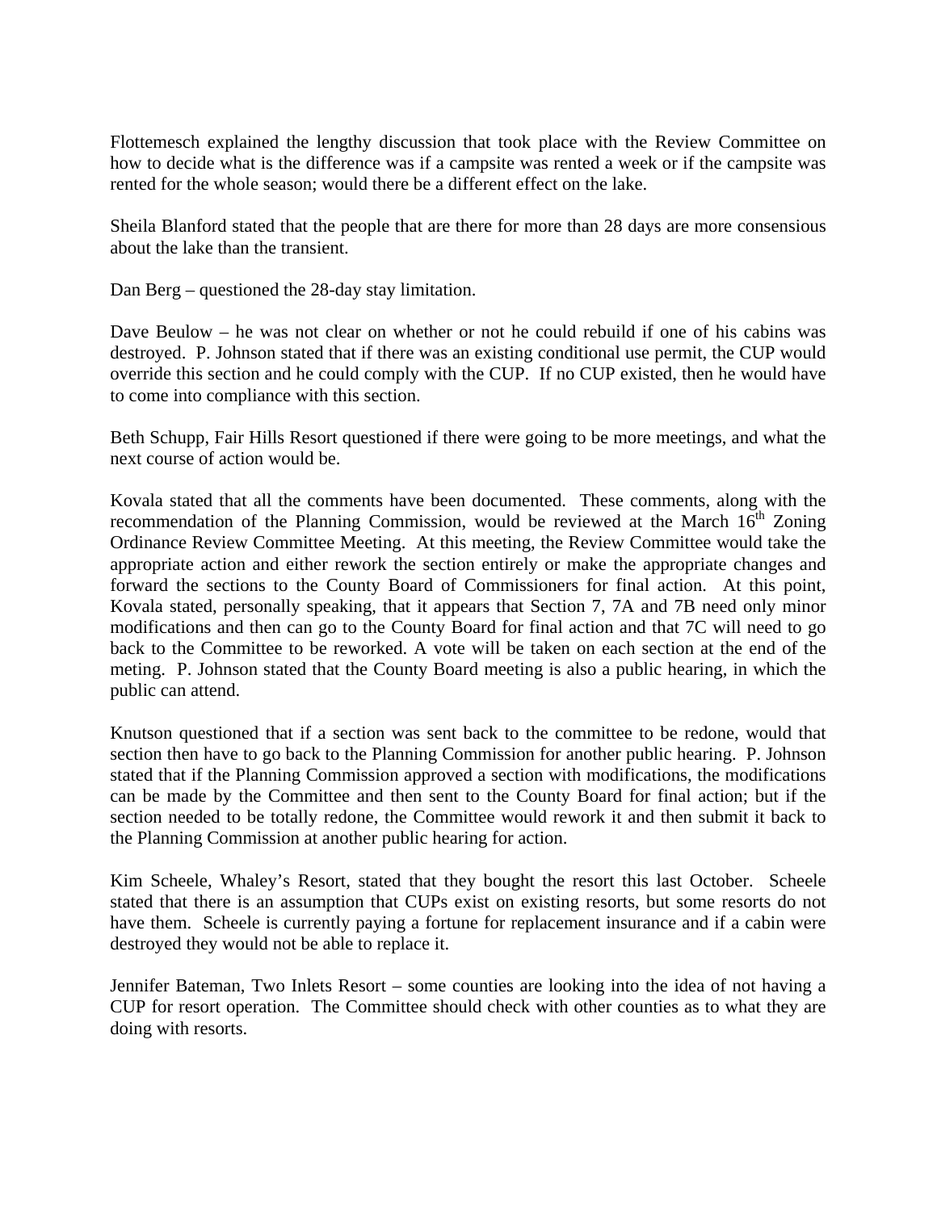Flottemesch explained the lengthy discussion that took place with the Review Committee on how to decide what is the difference was if a campsite was rented a week or if the campsite was rented for the whole season; would there be a different effect on the lake.

Sheila Blanford stated that the people that are there for more than 28 days are more consensious about the lake than the transient.

Dan Berg – questioned the 28-day stay limitation.

Dave Beulow – he was not clear on whether or not he could rebuild if one of his cabins was destroyed. P. Johnson stated that if there was an existing conditional use permit, the CUP would override this section and he could comply with the CUP. If no CUP existed, then he would have to come into compliance with this section.

Beth Schupp, Fair Hills Resort questioned if there were going to be more meetings, and what the next course of action would be.

Kovala stated that all the comments have been documented. These comments, along with the recommendation of the Planning Commission, would be reviewed at the March 16th Zoning Ordinance Review Committee Meeting. At this meeting, the Review Committee would take the appropriate action and either rework the section entirely or make the appropriate changes and forward the sections to the County Board of Commissioners for final action. At this point, Kovala stated, personally speaking, that it appears that Section 7, 7A and 7B need only minor modifications and then can go to the County Board for final action and that 7C will need to go back to the Committee to be reworked. A vote will be taken on each section at the end of the meting. P. Johnson stated that the County Board meeting is also a public hearing, in which the public can attend.

Knutson questioned that if a section was sent back to the committee to be redone, would that section then have to go back to the Planning Commission for another public hearing. P. Johnson stated that if the Planning Commission approved a section with modifications, the modifications can be made by the Committee and then sent to the County Board for final action; but if the section needed to be totally redone, the Committee would rework it and then submit it back to the Planning Commission at another public hearing for action.

Kim Scheele, Whaley's Resort, stated that they bought the resort this last October. Scheele stated that there is an assumption that CUPs exist on existing resorts, but some resorts do not have them. Scheele is currently paying a fortune for replacement insurance and if a cabin were destroyed they would not be able to replace it.

Jennifer Bateman, Two Inlets Resort – some counties are looking into the idea of not having a CUP for resort operation. The Committee should check with other counties as to what they are doing with resorts.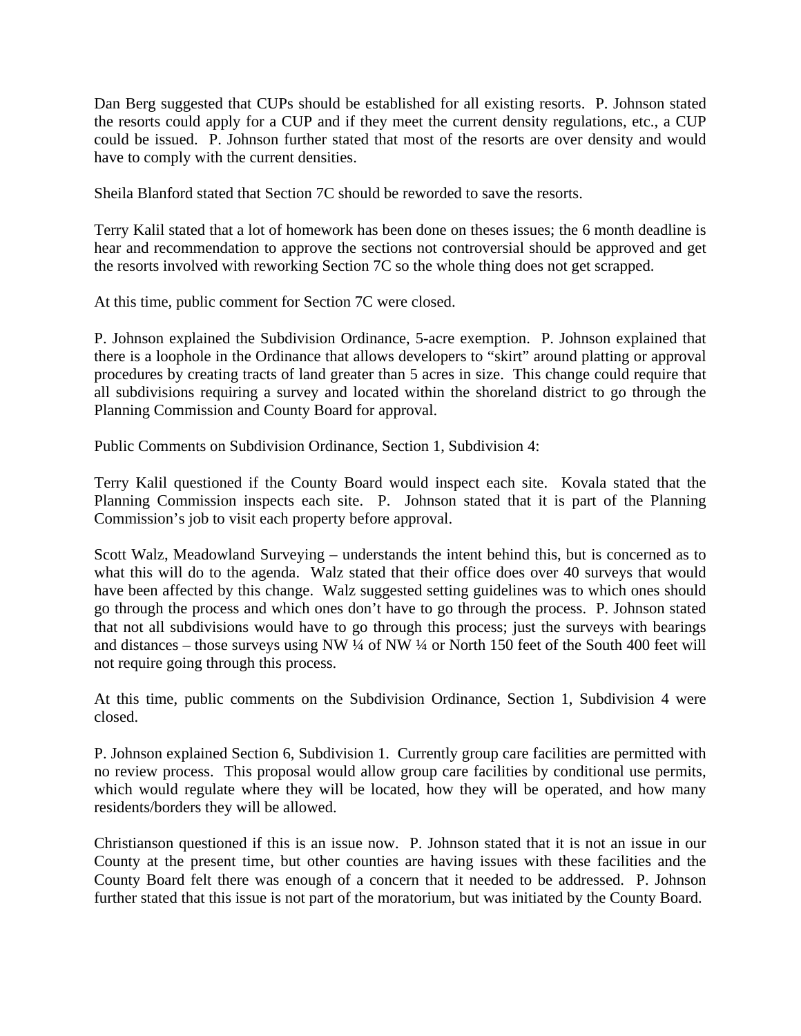Dan Berg suggested that CUPs should be established for all existing resorts. P. Johnson stated the resorts could apply for a CUP and if they meet the current density regulations, etc., a CUP could be issued. P. Johnson further stated that most of the resorts are over density and would have to comply with the current densities.

Sheila Blanford stated that Section 7C should be reworded to save the resorts.

Terry Kalil stated that a lot of homework has been done on theses issues; the 6 month deadline is hear and recommendation to approve the sections not controversial should be approved and get the resorts involved with reworking Section 7C so the whole thing does not get scrapped.

At this time, public comment for Section 7C were closed.

P. Johnson explained the Subdivision Ordinance, 5-acre exemption. P. Johnson explained that there is a loophole in the Ordinance that allows developers to "skirt" around platting or approval procedures by creating tracts of land greater than 5 acres in size. This change could require that all subdivisions requiring a survey and located within the shoreland district to go through the Planning Commission and County Board for approval.

Public Comments on Subdivision Ordinance, Section 1, Subdivision 4:

Terry Kalil questioned if the County Board would inspect each site. Kovala stated that the Planning Commission inspects each site. P. Johnson stated that it is part of the Planning Commission's job to visit each property before approval.

Scott Walz, Meadowland Surveying – understands the intent behind this, but is concerned as to what this will do to the agenda. Walz stated that their office does over 40 surveys that would have been affected by this change. Walz suggested setting guidelines was to which ones should go through the process and which ones don't have to go through the process. P. Johnson stated that not all subdivisions would have to go through this process; just the surveys with bearings and distances – those surveys using NW ¼ of NW ¼ or North 150 feet of the South 400 feet will not require going through this process.

At this time, public comments on the Subdivision Ordinance, Section 1, Subdivision 4 were closed.

P. Johnson explained Section 6, Subdivision 1. Currently group care facilities are permitted with no review process. This proposal would allow group care facilities by conditional use permits, which would regulate where they will be located, how they will be operated, and how many residents/borders they will be allowed.

Christianson questioned if this is an issue now. P. Johnson stated that it is not an issue in our County at the present time, but other counties are having issues with these facilities and the County Board felt there was enough of a concern that it needed to be addressed. P. Johnson further stated that this issue is not part of the moratorium, but was initiated by the County Board.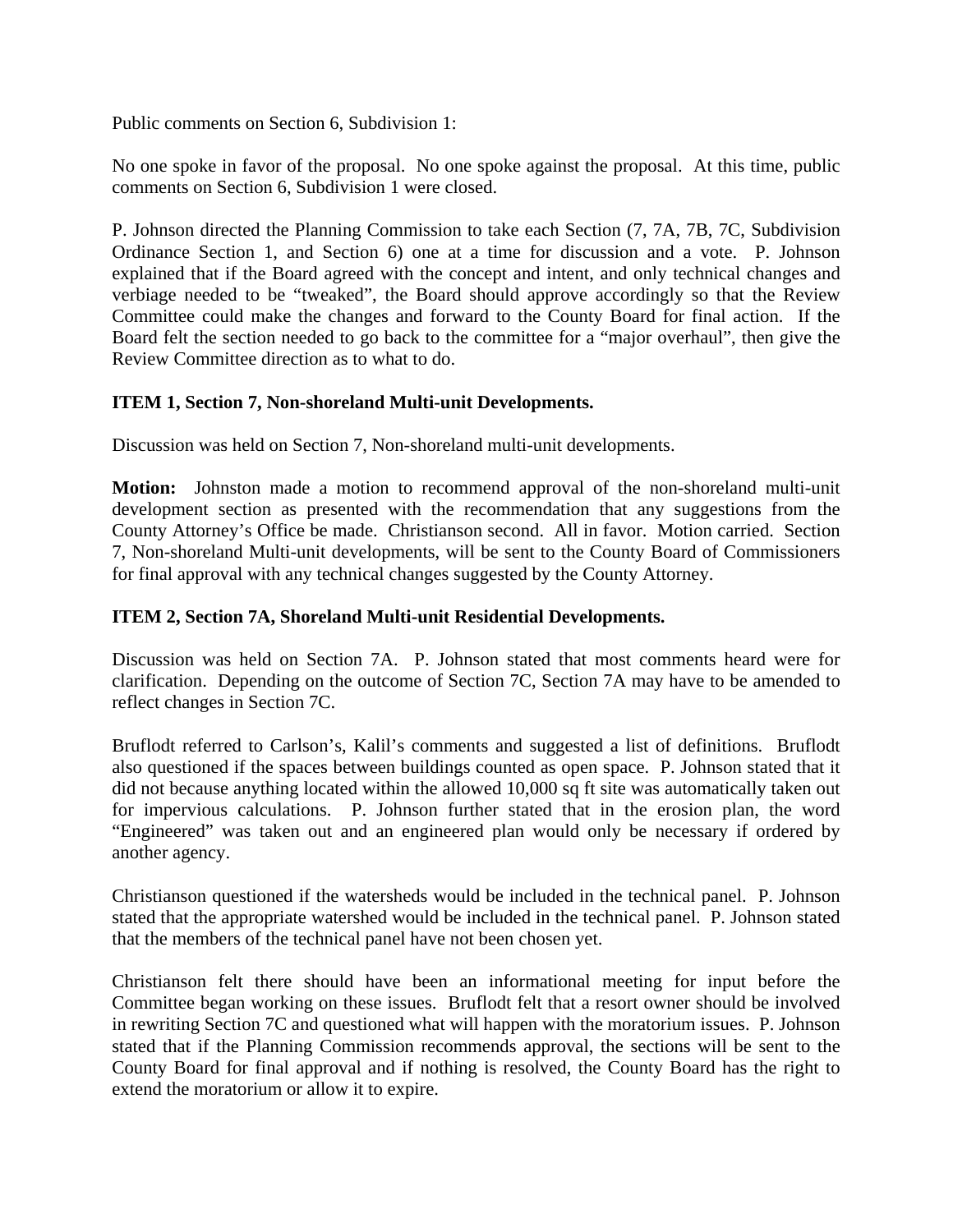Public comments on Section 6, Subdivision 1:

No one spoke in favor of the proposal. No one spoke against the proposal. At this time, public comments on Section 6, Subdivision 1 were closed.

P. Johnson directed the Planning Commission to take each Section (7, 7A, 7B, 7C, Subdivision Ordinance Section 1, and Section 6) one at a time for discussion and a vote. P. Johnson explained that if the Board agreed with the concept and intent, and only technical changes and verbiage needed to be "tweaked", the Board should approve accordingly so that the Review Committee could make the changes and forward to the County Board for final action. If the Board felt the section needed to go back to the committee for a "major overhaul", then give the Review Committee direction as to what to do.

**ITEM 1, Section 7, Non-shoreland Multi-unit Developments.**

Discussion was held on Section 7, Non-shoreland multi-unit developments.

**Motion:** Johnston made a motion to recommend approval of the non-shoreland multi-unit development section as presented with the recommendation that any suggestions from the County Attorney's Office be made. Christianson second. All in favor. Motion carried. Section 7, Non-shoreland Multi-unit developments, will be sent to the County Board of Commissioners for final approval with any technical changes suggested by the County Attorney.

**ITEM 2, Section 7A, Shoreland Multi-unit Residential Developments.**

Discussion was held on Section 7A. P. Johnson stated that most comments heard were for clarification. Depending on the outcome of Section 7C, Section 7A may have to be amended to reflect changes in Section 7C.

Bruflodt referred to Carlson's, Kalil's comments and suggested a list of definitions. Bruflodt also questioned if the spaces between buildings counted as open space. P. Johnson stated that it did not because anything located within the allowed 10,000 sq ft site was automatically taken out for impervious calculations. P. Johnson further stated that in the erosion plan, the word "Engineered" was taken out and an engineered plan would only be necessary if ordered by another agency.

Christianson questioned if the watersheds would be included in the technical panel. P. Johnson stated that the appropriate watershed would be included in the technical panel. P. Johnson stated that the members of the technical panel have not been chosen yet.

Christianson felt there should have been an informational meeting for input before the Committee began working on these issues. Bruflodt felt that a resort owner should be involved in rewriting Section 7C and questioned what will happen with the moratorium issues. P. Johnson stated that if the Planning Commission recommends approval, the sections will be sent to the County Board for final approval and if nothing is resolved, the County Board has the right to extend the moratorium or allow it to expire.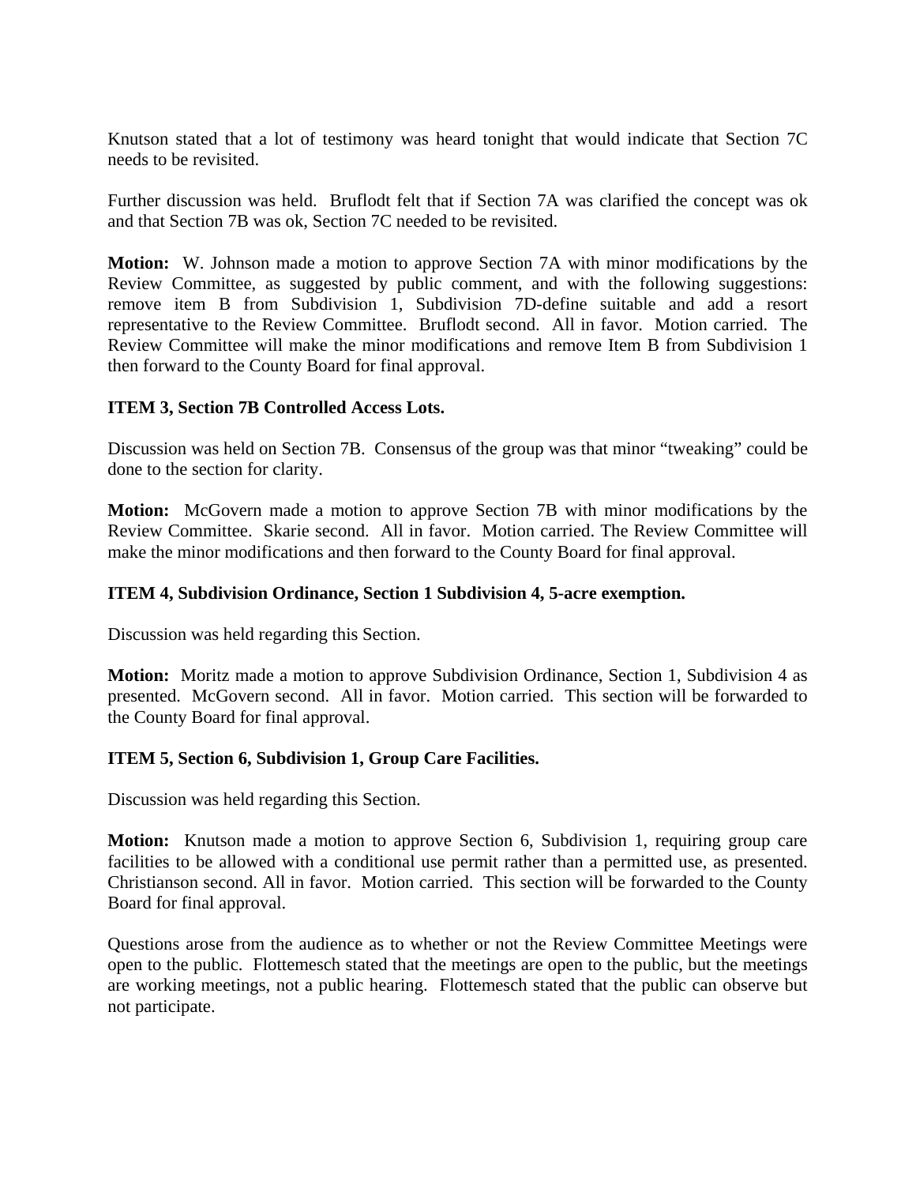Knutson stated that a lot of testimony was heard tonight that would indicate that Section 7C needs to be revisited.

Further discussion was held. Bruflodt felt that if Section 7A was clarified the concept was ok and that Section 7B was ok, Section 7C needed to be revisited.

**Motion:** W. Johnson made a motion to approve Section 7A with minor modifications by the Review Committee, as suggested by public comment, and with the following suggestions: remove item B from Subdivision 1, Subdivision 7D-define suitable and add a resort representative to the Review Committee. Bruflodt second. All in favor. Motion carried. The Review Committee will make the minor modifications and remove Item B from Subdivision 1 then forward to the County Board for final approval.

**ITEM 3, Section 7B Controlled Access Lots.**

Discussion was held on Section 7B. Consensus of the group was that minor "tweaking" could be done to the section for clarity.

**Motion:** McGovern made a motion to approve Section 7B with minor modifications by the Review Committee. Skarie second. All in favor. Motion carried. The Review Committee will make the minor modifications and then forward to the County Board for final approval.

**ITEM 4, Subdivision Ordinance, Section 1 Subdivision 4, 5-acre exemption.**

Discussion was held regarding this Section.

**Motion:** Moritz made a motion to approve Subdivision Ordinance, Section 1, Subdivision 4 as presented. McGovern second. All in favor. Motion carried. This section will be forwarded to the County Board for final approval.

**ITEM 5, Section 6, Subdivision 1, Group Care Facilities.**

Discussion was held regarding this Section.

**Motion:** Knutson made a motion to approve Section 6, Subdivision 1, requiring group care facilities to be allowed with a conditional use permit rather than a permitted use, as presented. Christianson second. All in favor. Motion carried. This section will be forwarded to the County Board for final approval.

Questions arose from the audience as to whether or not the Review Committee Meetings were open to the public. Flottemesch stated that the meetings are open to the public, but the meetings are working meetings, not a public hearing. Flottemesch stated that the public can observe but not participate.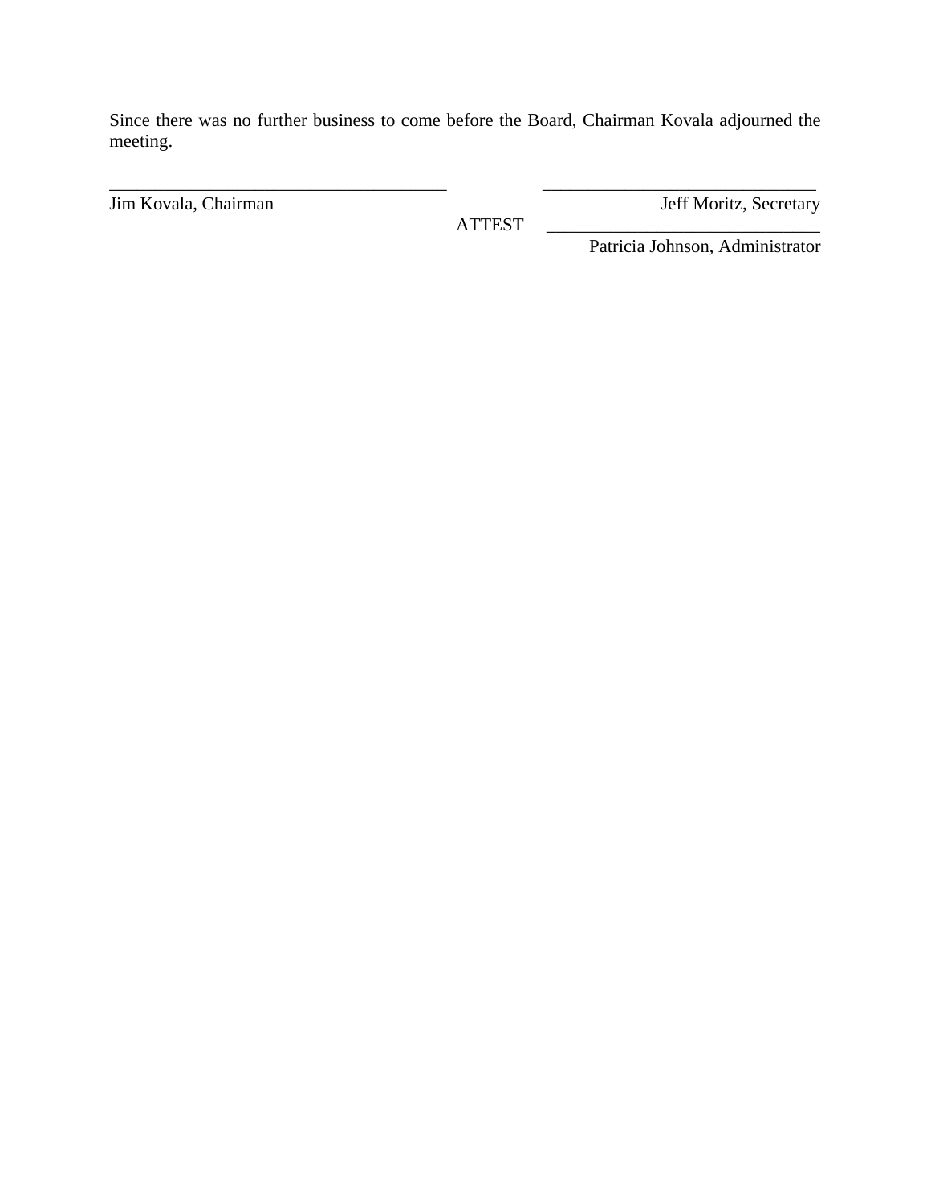Since there was no further business to come before the Board, Chairman Kovala adjourned the meeting.

\_\_\_\_\_\_\_\_\_\_\_\_\_\_\_\_\_\_\_\_\_\_\_\_\_\_\_\_\_\_\_\_\_\_\_\_\_\_ \_\_\_\_\_\_\_\_\_\_\_\_\_\_\_\_\_\_\_\_\_\_\_\_\_\_\_\_\_\_\_\_

Jim Kovala, Chairman Jeff Moritz, Secretary

ATTEST \_\_\_\_\_\_\_\_\_\_\_\_\_\_\_\_\_\_\_\_\_\_\_\_\_\_\_\_\_\_\_\_

Patricia Johnson, Administrator